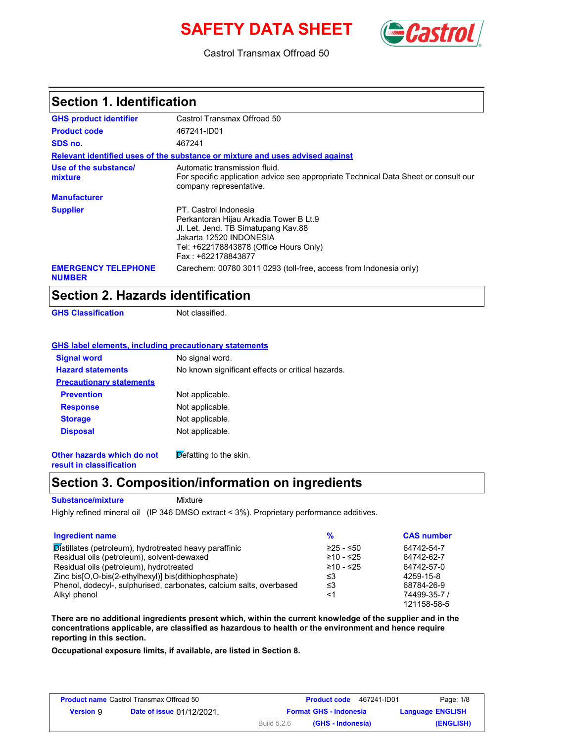# SAFETY DATA SHEET

Castrol Transmax Offroad 50

## Section 1. Identification

| | |
|---|---|
| **GHS product identifier** | Castrol Transmax Offroad 50 |
| **Product code** | 467241-ID01 |
| **SDS no.** | 467241 |

**Relevant identified uses of the substance or mixture and uses advised against**

| | |
|---|---|
| **Use of the substance/ mixture** | Automatic transmission fluid. For specific application advice see appropriate Technical Data Sheet or consult our company representative. |
| **Manufacturer** | |
| **Supplier** | PT. Castrol Indonesia<br>Perkantoran Hijau Arkadia Tower B Lt.9<br>Jl. Let. Jend. TB Simatupang Kav.88<br>Jakarta 12520 INDONESIA<br>Tel: +622178843878 (Office Hours Only)<br>Fax : +622178843877 |
| **EMERGENCY TELEPHONE NUMBER** | Carechem: 00780 3011 0293 (toll-free, access from Indonesia only) |

## Section 2. Hazards identification

| | |
|---|---|
| **GHS Classification** | Not classified. |

**GHS label elements, including precautionary statements**

| | |
|---|---|
| **Signal word** | No signal word. |
| **Hazard statements** | No known significant effects or critical hazards. |

**Precautionary statements**

| | |
|---|---|
| **Prevention** | Not applicable. |
| **Response** | Not applicable. |
| **Storage** | Not applicable. |
| **Disposal** | Not applicable. |

| | |
|---|---|
| **Other hazards which do not result in classification** | Defatting to the skin. |

## Section 3. Composition/information on ingredients

**Substance/mixture** Mixture

Highly refined mineral oil (IP 346 DMSO extract < 3%). Proprietary performance additives.

| Ingredient name | % | CAS number |
|---|---|---|
| Distillates (petroleum), hydrotreated heavy paraffinic | ≥25 - ≤50 | 64742-54-7 |
| Residual oils (petroleum), solvent-dewaxed | ≥10 - ≤25 | 64742-62-7 |
| Residual oils (petroleum), hydrotreated | ≥10 - ≤25 | 64742-57-0 |
| Zinc bis[O,O-bis(2-ethylhexyl)] bis(dithiophosphate) | ≤3 | 4259-15-8 |
| Phenol, dodecyl-, sulphurised, carbonates, calcium salts, overbased | ≤3 | 68784-26-9 |
| Alkyl phenol | <1 | 74499-35-7 / 121158-58-5 |

**There are no additional ingredients present which, within the current knowledge of the supplier and in the concentrations applicable, are classified as hazardous to health or the environment and hence require reporting in this section.**

**Occupational exposure limits, if available, are listed in Section 8.**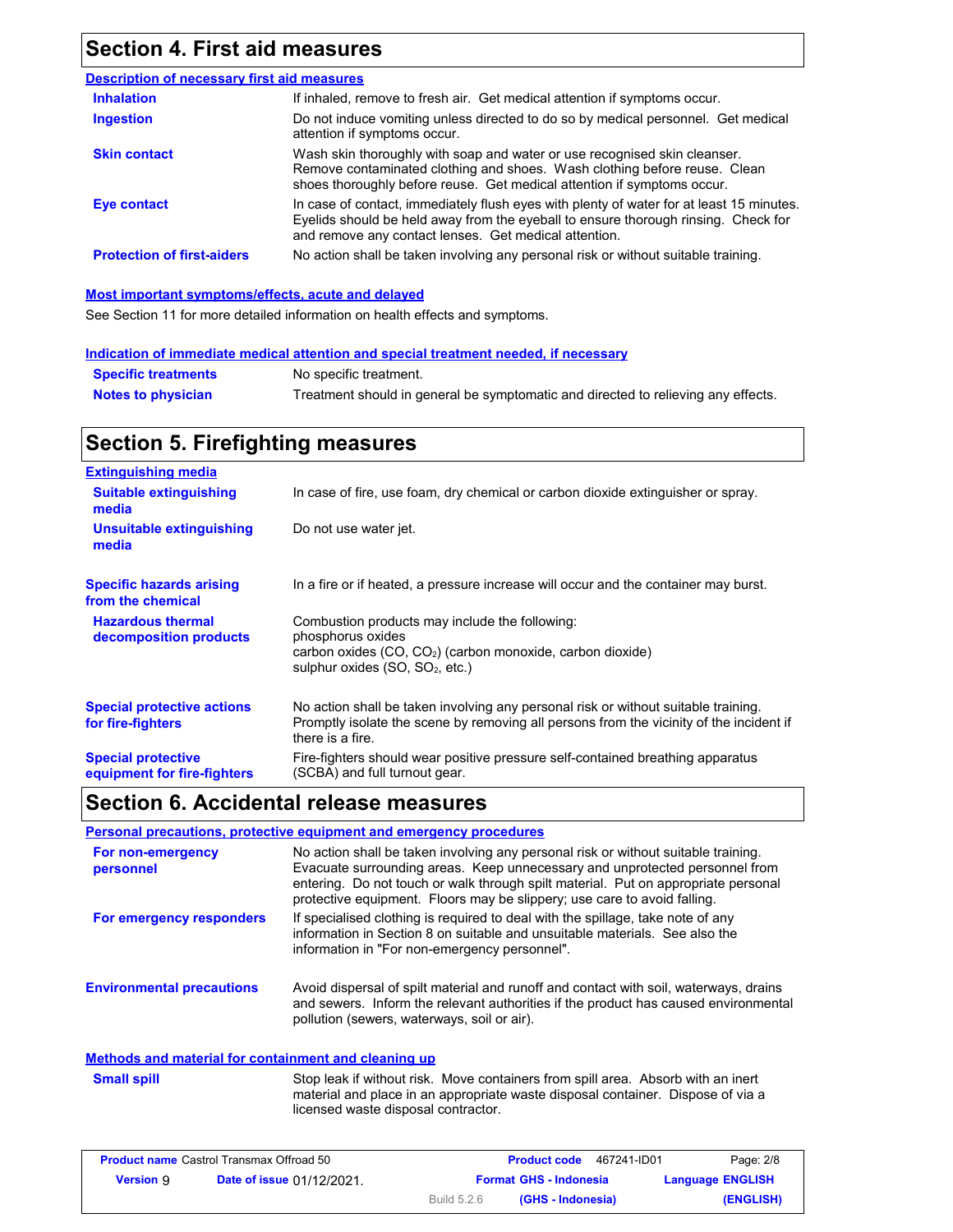## Section 4. First aid measures

### Description of necessary first aid measures

**Inhalation**: If inhaled, remove to fresh air. Get medical attention if symptoms occur.

**Ingestion**: Do not induce vomiting unless directed to do so by medical personnel. Get medical attention if symptoms occur.

**Skin contact**: Wash skin thoroughly with soap and water or use recognised skin cleanser. Remove contaminated clothing and shoes. Wash clothing before reuse. Clean shoes thoroughly before reuse. Get medical attention if symptoms occur.

**Eye contact**: In case of contact, immediately flush eyes with plenty of water for at least 15 minutes. Eyelids should be held away from the eyeball to ensure thorough rinsing. Check for and remove any contact lenses. Get medical attention.

**Protection of first-aiders**: No action shall be taken involving any personal risk or without suitable training.

### Most important symptoms/effects, acute and delayed

See Section 11 for more detailed information on health effects and symptoms.

### Indication of immediate medical attention and special treatment needed, if necessary

**Specific treatments**: No specific treatment.

**Notes to physician**: Treatment should in general be symptomatic and directed to relieving any effects.

## Section 5. Firefighting measures

### Extinguishing media

**Suitable extinguishing media**: In case of fire, use foam, dry chemical or carbon dioxide extinguisher or spray.

**Unsuitable extinguishing media**: Do not use water jet.

**Specific hazards arising from the chemical**: In a fire or if heated, a pressure increase will occur and the container may burst.

**Hazardous thermal decomposition products**: Combustion products may include the following:
phosphorus oxides
carbon oxides (CO, $CO_2$) (carbon monoxide, carbon dioxide)
sulphur oxides (SO, $SO_2$, etc.)

**Special protective actions for fire-fighters**: No action shall be taken involving any personal risk or without suitable training. Promptly isolate the scene by removing all persons from the vicinity of the incident if there is a fire.

**Special protective equipment for fire-fighters**: Fire-fighters should wear positive pressure self-contained breathing apparatus (SCBA) and full turnout gear.

## Section 6. Accidental release measures

### Personal precautions, protective equipment and emergency procedures

**For non-emergency personnel**: No action shall be taken involving any personal risk or without suitable training. Evacuate surrounding areas. Keep unnecessary and unprotected personnel from entering. Do not touch or walk through spilt material. Put on appropriate personal protective equipment. Floors may be slippery; use care to avoid falling.

**For emergency responders**: If specialised clothing is required to deal with the spillage, take note of any information in Section 8 on suitable and unsuitable materials. See also the information in "For non-emergency personnel".

**Environmental precautions**: Avoid dispersal of spilt material and runoff and contact with soil, waterways, drains and sewers. Inform the relevant authorities if the product has caused environmental pollution (sewers, waterways, soil or air).

### Methods and material for containment and cleaning up

**Small spill**: Stop leak if without risk. Move containers from spill area. Absorb with an inert material and place in an appropriate waste disposal container. Dispose of via a licensed waste disposal contractor.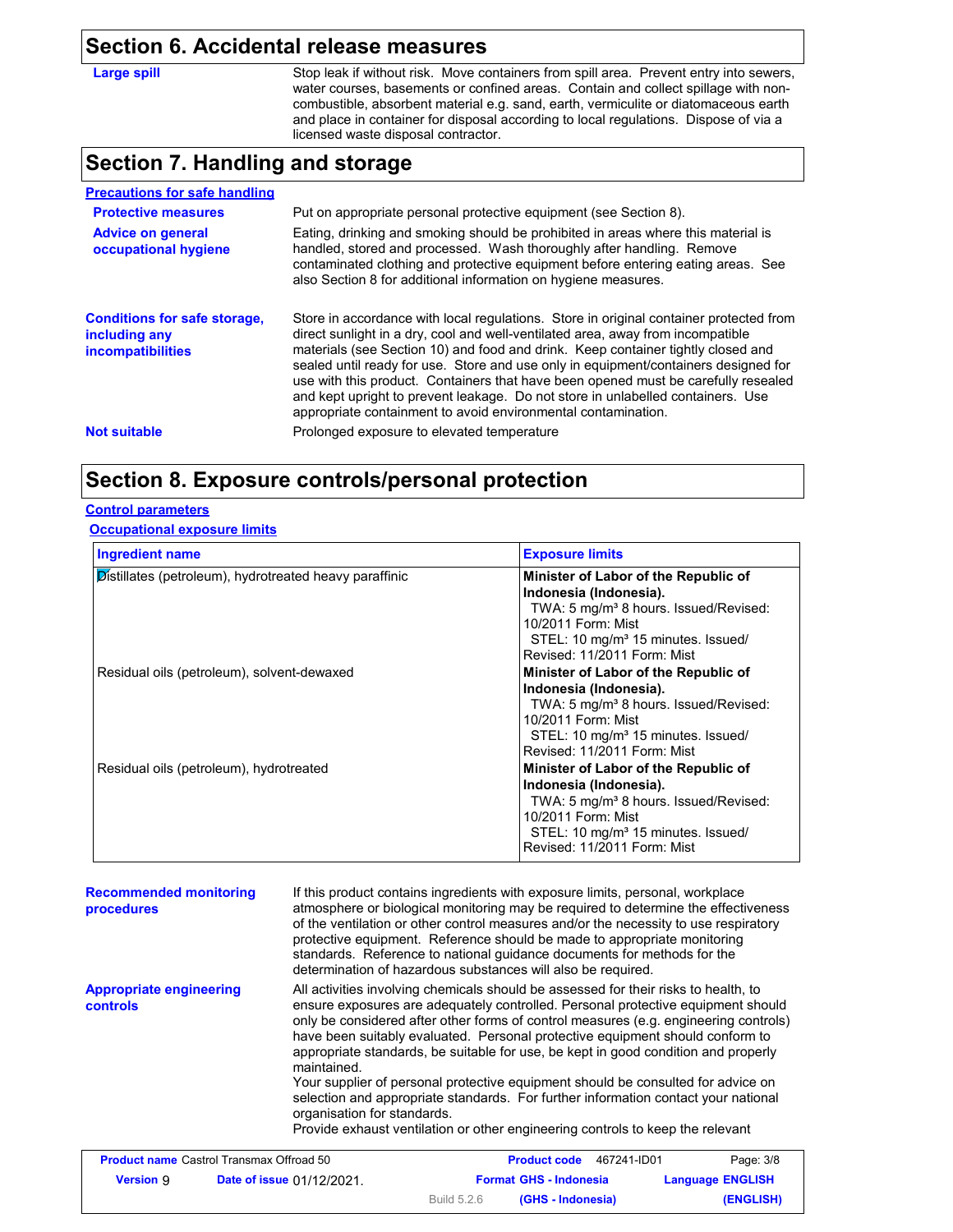## Section 6. Accidental release measures

**Large spill**

Stop leak if without risk. Move containers from spill area. Prevent entry into sewers, water courses, basements or confined areas. Contain and collect spillage with non-combustible, absorbent material e.g. sand, earth, vermiculite or diatomaceous earth and place in container for disposal according to local regulations. Dispose of via a licensed waste disposal contractor.

## Section 7. Handling and storage

**Precautions for safe handling**

**Protective measures**

Put on appropriate personal protective equipment (see Section 8).

**Advice on general occupational hygiene**

Eating, drinking and smoking should be prohibited in areas where this material is handled, stored and processed. Wash thoroughly after handling. Remove contaminated clothing and protective equipment before entering eating areas. See also Section 8 for additional information on hygiene measures.

**Conditions for safe storage, including any incompatibilities**

Store in accordance with local regulations. Store in original container protected from direct sunlight in a dry, cool and well-ventilated area, away from incompatible materials (see Section 10) and food and drink. Keep container tightly closed and sealed until ready for use. Store and use only in equipment/containers designed for use with this product. Containers that have been opened must be carefully resealed and kept upright to prevent leakage. Do not store in unlabelled containers. Use appropriate containment to avoid environmental contamination.

**Not suitable**

Prolonged exposure to elevated temperature

## Section 8. Exposure controls/personal protection

**Control parameters**

**Occupational exposure limits**

| Ingredient name | Exposure limits |
|---|---|
| Distillates (petroleum), hydrotreated heavy paraffinic | **Minister of Labor of the Republic of Indonesia (Indonesia).** TWA: 5 mg/m³ 8 hours. Issued/Revised: 10/2011 Form: Mist STEL: 10 mg/m³ 15 minutes. Issued/Revised: 11/2011 Form: Mist |
| Residual oils (petroleum), solvent-dewaxed | **Minister of Labor of the Republic of Indonesia (Indonesia).** TWA: 5 mg/m³ 8 hours. Issued/Revised: 10/2011 Form: Mist STEL: 10 mg/m³ 15 minutes. Issued/Revised: 11/2011 Form: Mist |
| Residual oils (petroleum), hydrotreated | **Minister of Labor of the Republic of Indonesia (Indonesia).** TWA: 5 mg/m³ 8 hours. Issued/Revised: 10/2011 Form: Mist STEL: 10 mg/m³ 15 minutes. Issued/Revised: 11/2011 Form: Mist |

**Recommended monitoring procedures**

If this product contains ingredients with exposure limits, personal, workplace atmosphere or biological monitoring may be required to determine the effectiveness of the ventilation or other control measures and/or the necessity to use respiratory protective equipment. Reference should be made to appropriate monitoring standards. Reference to national guidance documents for methods for the determination of hazardous substances will also be required.

**Appropriate engineering controls**

All activities involving chemicals should be assessed for their risks to health, to ensure exposures are adequately controlled. Personal protective equipment should only be considered after other forms of control measures (e.g. engineering controls) have been suitably evaluated. Personal protective equipment should conform to appropriate standards, be suitable for use, be kept in good condition and properly maintained.
Your supplier of personal protective equipment should be consulted for advice on selection and appropriate standards. For further information contact your national organisation for standards.
Provide exhaust ventilation or other engineering controls to keep the relevant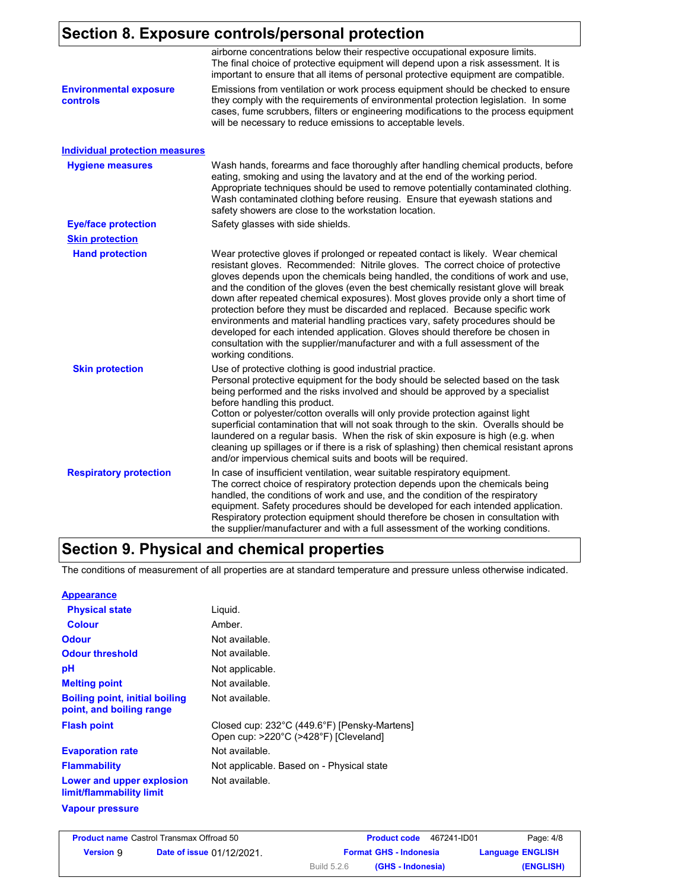## Section 8. Exposure controls/personal protection

airborne concentrations below their respective occupational exposure limits. The final choice of protective equipment will depend upon a risk assessment. It is important to ensure that all items of personal protective equipment are compatible.

**Environmental exposure controls**
Emissions from ventilation or work process equipment should be checked to ensure they comply with the requirements of environmental protection legislation. In some cases, fume scrubbers, filters or engineering modifications to the process equipment will be necessary to reduce emissions to acceptable levels.

### Individual protection measures

**Hygiene measures**
Wash hands, forearms and face thoroughly after handling chemical products, before eating, smoking and using the lavatory and at the end of the working period. Appropriate techniques should be used to remove potentially contaminated clothing. Wash contaminated clothing before reusing. Ensure that eyewash stations and safety showers are close to the workstation location.

**Eye/face protection**
Safety glasses with side shields.

**Skin protection**

**Hand protection**
Wear protective gloves if prolonged or repeated contact is likely. Wear chemical resistant gloves. Recommended: Nitrile gloves. The correct choice of protective gloves depends upon the chemicals being handled, the conditions of work and use, and the condition of the gloves (even the best chemically resistant glove will break down after repeated chemical exposures). Most gloves provide only a short time of protection before they must be discarded and replaced. Because specific work environments and material handling practices vary, safety procedures should be developed for each intended application. Gloves should therefore be chosen in consultation with the supplier/manufacturer and with a full assessment of the working conditions.

**Skin protection**
Use of protective clothing is good industrial practice.
Personal protective equipment for the body should be selected based on the task being performed and the risks involved and should be approved by a specialist before handling this product.
Cotton or polyester/cotton overalls will only provide protection against light superficial contamination that will not soak through to the skin. Overalls should be laundered on a regular basis. When the risk of skin exposure is high (e.g. when cleaning up spillages or if there is a risk of splashing) then chemical resistant aprons and/or impervious chemical suits and boots will be required.

**Respiratory protection**
In case of insufficient ventilation, wear suitable respiratory equipment.
The correct choice of respiratory protection depends upon the chemicals being handled, the conditions of work and use, and the condition of the respiratory equipment. Safety procedures should be developed for each intended application. Respiratory protection equipment should therefore be chosen in consultation with the supplier/manufacturer and with a full assessment of the working conditions.

## Section 9. Physical and chemical properties

The conditions of measurement of all properties are at standard temperature and pressure unless otherwise indicated.

### Appearance

| | |
|---|---|
| **Physical state** | Liquid. |
| **Colour** | Amber. |
| **Odour** | Not available. |
| **Odour threshold** | Not available. |
| **pH** | Not applicable. |
| **Melting point** | Not available. |
| **Boiling point, initial boiling point, and boiling range** | Not available. |
| **Flash point** | Closed cup: 232°C (449.6°F) [Pensky-Martens]<br>Open cup: >220°C (>428°F) [Cleveland] |
| **Evaporation rate** | Not available. |
| **Flammability** | Not applicable. Based on - Physical state |
| **Lower and upper explosion limit/flammability limit** | Not available. |
| **Vapour pressure** | |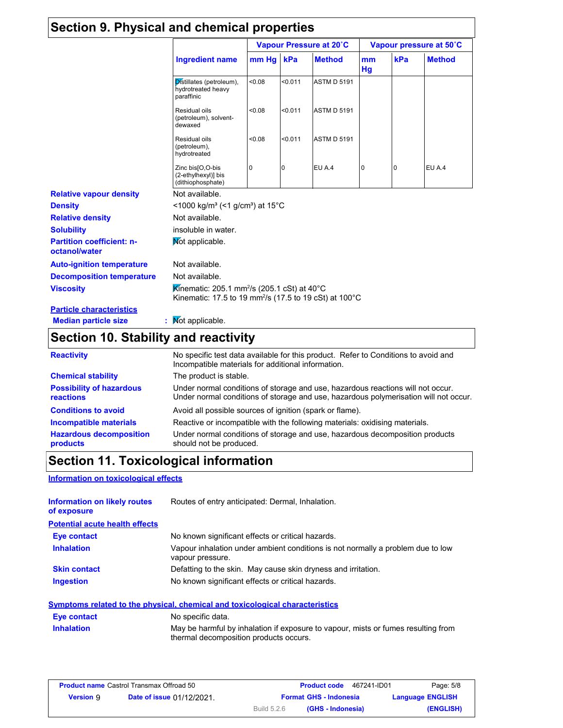## Section 9. Physical and chemical properties

| Ingredient name | Vapour Pressure at 20˚C | | | Vapour pressure at 50˚C | | |
|---|---|---|---|---|---|---|
| | mm Hg | kPa | Method | mm Hg | kPa | Method |
| Distillates (petroleum), hydrotreated heavy paraffinic | <0.08 | <0.011 | ASTM D 5191 | | | |
| Residual oils (petroleum), solvent-dewaxed | <0.08 | <0.011 | ASTM D 5191 | | | |
| Residual oils (petroleum), hydrotreated | <0.08 | <0.011 | ASTM D 5191 | | | |
| Zinc bis[O,O-bis (2-ethylhexyl)] bis (dithiophosphate) | 0 | 0 | EU A.4 | 0 | 0 | EU A.4 |

**Relative vapour density**: Not available.

**Density**: <1000 kg/m³ (<1 g/cm³) at 15°C

**Relative density**: Not available.

**Solubility**: insoluble in water.

**Partition coefficient: n-octanol/water**: Not applicable.

**Auto-ignition temperature**: Not available.

**Decomposition temperature**: Not available.

**Viscosity**: Kinematic: 205.1 mm²/s (205.1 cSt) at 40°C
Kinematic: 17.5 to 19 mm²/s (17.5 to 19 cSt) at 100°C

**Particle characteristics**

**Median particle size**: Not applicable.

## Section 10. Stability and reactivity

**Reactivity**: No specific test data available for this product. Refer to Conditions to avoid and Incompatible materials for additional information.

**Chemical stability**: The product is stable.

**Possibility of hazardous reactions**: Under normal conditions of storage and use, hazardous reactions will not occur. Under normal conditions of storage and use, hazardous polymerisation will not occur.

**Conditions to avoid**: Avoid all possible sources of ignition (spark or flame).

**Incompatible materials**: Reactive or incompatible with the following materials: oxidising materials.

**Hazardous decomposition products**: Under normal conditions of storage and use, hazardous decomposition products should not be produced.

## Section 11. Toxicological information

**Information on toxicological effects**

**Information on likely routes of exposure**: Routes of entry anticipated: Dermal, Inhalation.

**Potential acute health effects**

**Eye contact**: No known significant effects or critical hazards.

**Inhalation**: Vapour inhalation under ambient conditions is not normally a problem due to low vapour pressure.

**Skin contact**: Defatting to the skin. May cause skin dryness and irritation.

**Ingestion**: No known significant effects or critical hazards.

**Symptoms related to the physical, chemical and toxicological characteristics**

**Eye contact**: No specific data.

**Inhalation**: May be harmful by inhalation if exposure to vapour, mists or fumes resulting from thermal decomposition products occurs.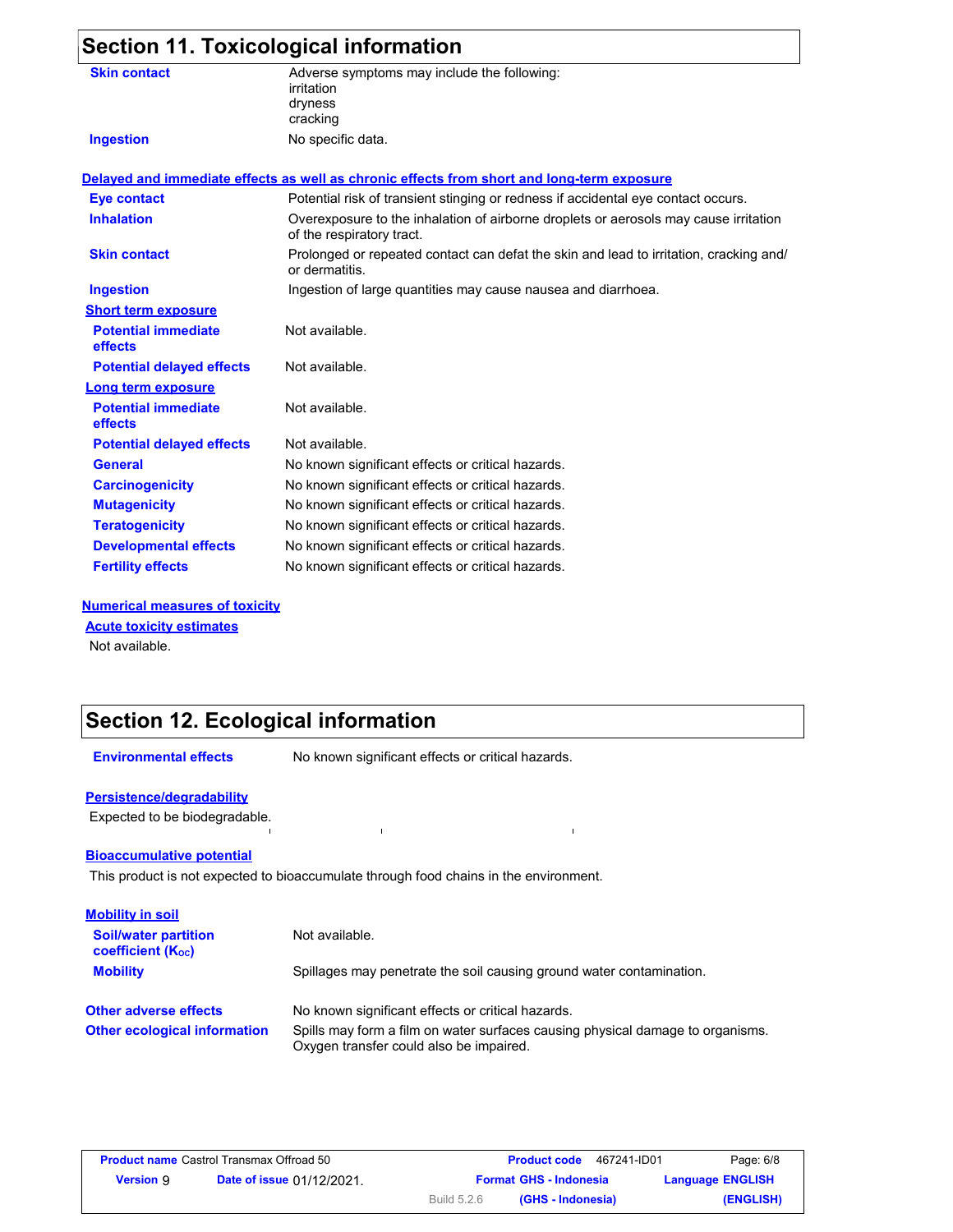## Section 11. Toxicological information

| | |
|---|---|
| **Skin contact** | Adverse symptoms may include the following:<br>irritation<br>dryness<br>cracking |
| **Ingestion** | No specific data. |

**Delayed and immediate effects as well as chronic effects from short and long-term exposure**

| | |
|---|---|
| **Eye contact** | Potential risk of transient stinging or redness if accidental eye contact occurs. |
| **Inhalation** | Overexposure to the inhalation of airborne droplets or aerosols may cause irritation of the respiratory tract. |
| **Skin contact** | Prolonged or repeated contact can defat the skin and lead to irritation, cracking and/ or dermatitis. |
| **Ingestion** | Ingestion of large quantities may cause nausea and diarrhoea. |

**Short term exposure**

| | |
|---|---|
| **Potential immediate effects** | Not available. |
| **Potential delayed effects** | Not available. |

**Long term exposure**

| | |
|---|---|
| **Potential immediate effects** | Not available. |
| **Potential delayed effects** | Not available. |
| **General** | No known significant effects or critical hazards. |
| **Carcinogenicity** | No known significant effects or critical hazards. |
| **Mutagenicity** | No known significant effects or critical hazards. |
| **Teratogenicity** | No known significant effects or critical hazards. |
| **Developmental effects** | No known significant effects or critical hazards. |
| **Fertility effects** | No known significant effects or critical hazards. |

**Numerical measures of toxicity**

**Acute toxicity estimates**

Not available.

## Section 12. Ecological information

| | |
|---|---|
| **Environmental effects** | No known significant effects or critical hazards. |

**Persistence/degradability**

Expected to be biodegradable.

**Bioaccumulative potential**

This product is not expected to bioaccumulate through food chains in the environment.

**Mobility in soil**

| | |
|---|---|
| **Soil/water partition coefficient ($K_{OC}$)** | Not available. |
| **Mobility** | Spillages may penetrate the soil causing ground water contamination. |
| **Other adverse effects** | No known significant effects or critical hazards. |
| **Other ecological information** | Spills may form a film on water surfaces causing physical damage to organisms. Oxygen transfer could also be impaired. |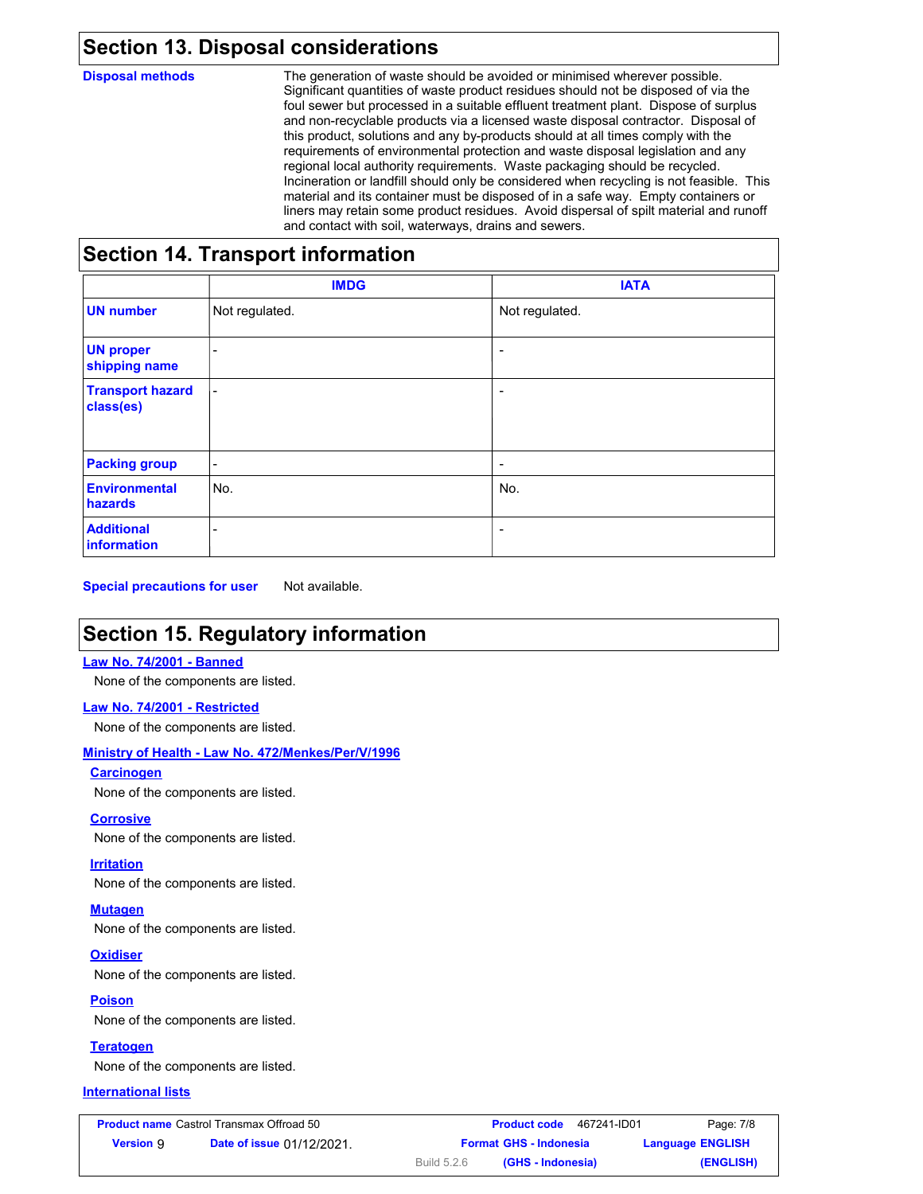## Section 13. Disposal considerations

**Disposal methods**

The generation of waste should be avoided or minimised wherever possible. Significant quantities of waste product residues should not be disposed of via the foul sewer but processed in a suitable effluent treatment plant. Dispose of surplus and non-recyclable products via a licensed waste disposal contractor. Disposal of this product, solutions and any by-products should at all times comply with the requirements of environmental protection and waste disposal legislation and any regional local authority requirements. Waste packaging should be recycled. Incineration or landfill should only be considered when recycling is not feasible. This material and its container must be disposed of in a safe way. Empty containers or liners may retain some product residues. Avoid dispersal of spilt material and runoff and contact with soil, waterways, drains and sewers.

## Section 14. Transport information

| | IMDG | IATA |
|---|---|---|
| **UN number** | Not regulated. | Not regulated. |
| **UN proper shipping name** | - | - |
| **Transport hazard class(es)** | - | - |
| **Packing group** | - | - |
| **Environmental hazards** | No. | No. |
| **Additional information** | - | - |

**Special precautions for user** Not available.

## Section 15. Regulatory information

**Law No. 74/2001 - Banned**

None of the components are listed.

**Law No. 74/2001 - Restricted**

None of the components are listed.

**Ministry of Health - Law No. 472/Menkes/Per/V/1996**

**Carcinogen**

None of the components are listed.

**Corrosive**

None of the components are listed.

**Irritation**

None of the components are listed.

**Mutagen**

None of the components are listed.

**Oxidiser**

None of the components are listed.

**Poison**

None of the components are listed.

**Teratogen**

None of the components are listed.

**International lists**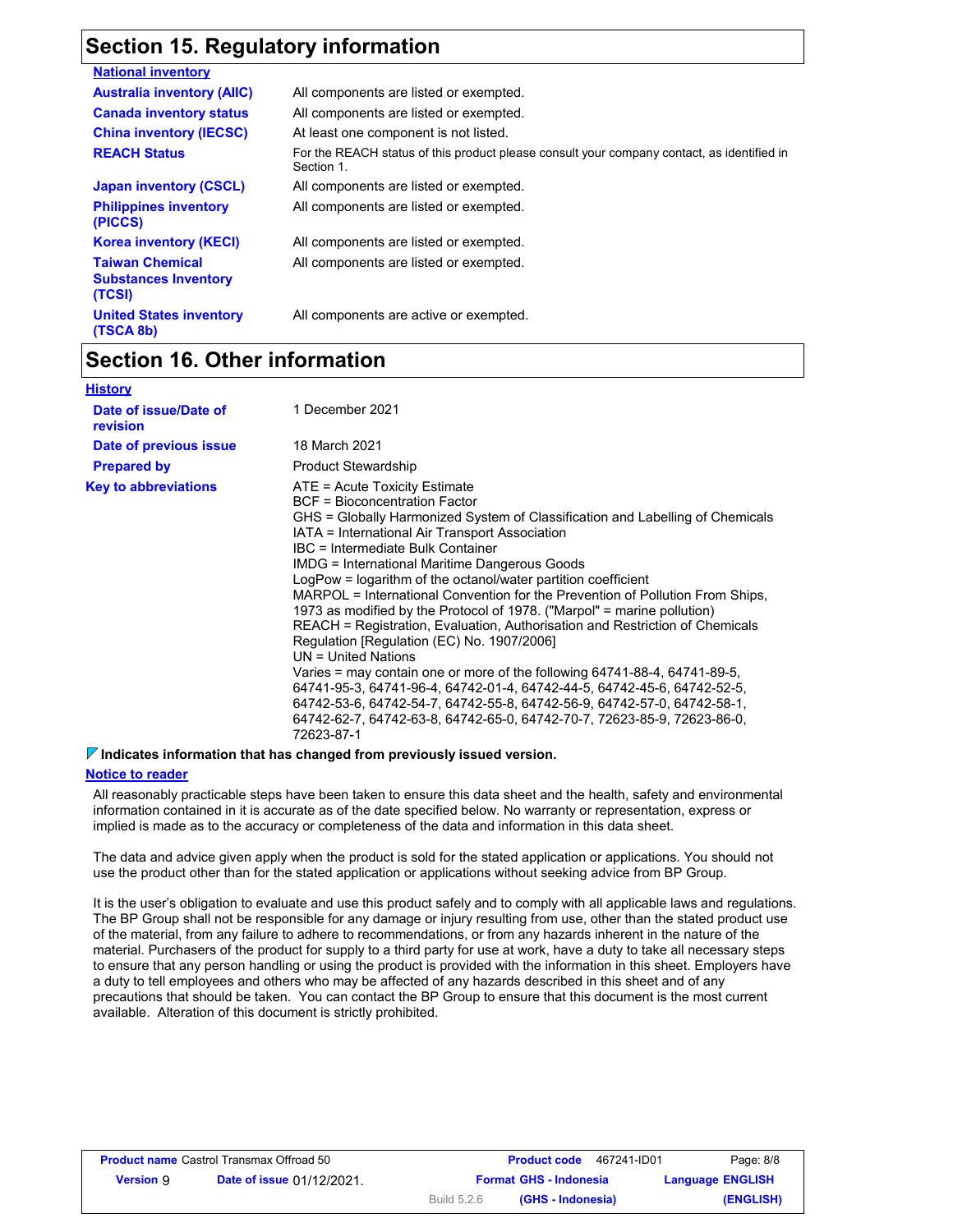## Section 15. Regulatory information

### National inventory

| | |
|---|---|
| **Australia inventory (AIIC)** | All components are listed or exempted. |
| **Canada inventory status** | All components are listed or exempted. |
| **China inventory (IECSC)** | At least one component is not listed. |
| **REACH Status** | For the REACH status of this product please consult your company contact, as identified in Section 1. |
| **Japan inventory (CSCL)** | All components are listed or exempted. |
| **Philippines inventory (PICCS)** | All components are listed or exempted. |
| **Korea inventory (KECI)** | All components are listed or exempted. |
| **Taiwan Chemical Substances Inventory (TCSI)** | All components are listed or exempted. |
| **United States inventory (TSCA 8b)** | All components are active or exempted. |

## Section 16. Other information

### History

| | |
|---|---|
| **Date of issue/Date of revision** | 1 December 2021 |
| **Date of previous issue** | 18 March 2021 |
| **Prepared by** | Product Stewardship |

**Key to abbreviations**

ATE = Acute Toxicity Estimate
BCF = Bioconcentration Factor
GHS = Globally Harmonized System of Classification and Labelling of Chemicals
IATA = International Air Transport Association
IBC = Intermediate Bulk Container
IMDG = International Maritime Dangerous Goods
LogPow = logarithm of the octanol/water partition coefficient
MARPOL = International Convention for the Prevention of Pollution From Ships, 1973 as modified by the Protocol of 1978. ("Marpol" = marine pollution)
REACH = Registration, Evaluation, Authorisation and Restriction of Chemicals Regulation [Regulation (EC) No. 1907/2006]
UN = United Nations
Varies = may contain one or more of the following 64741-88-4, 64741-89-5, 64741-95-3, 64741-96-4, 64742-01-4, 64742-44-5, 64742-45-6, 64742-52-5, 64742-53-6, 64742-54-7, 64742-55-8, 64742-56-9, 64742-57-0, 64742-58-1, 64742-62-7, 64742-63-8, 64742-65-0, 64742-70-7, 72623-85-9, 72623-86-0, 72623-87-1

**Indicates information that has changed from previously issued version.**

### Notice to reader

All reasonably practicable steps have been taken to ensure this data sheet and the health, safety and environmental information contained in it is accurate as of the date specified below. No warranty or representation, express or implied is made as to the accuracy or completeness of the data and information in this data sheet.

The data and advice given apply when the product is sold for the stated application or applications. You should not use the product other than for the stated application or applications without seeking advice from BP Group.

It is the user's obligation to evaluate and use this product safely and to comply with all applicable laws and regulations. The BP Group shall not be responsible for any damage or injury resulting from use, other than the stated product use of the material, from any failure to adhere to recommendations, or from any hazards inherent in the nature of the material. Purchasers of the product for supply to a third party for use at work, have a duty to take all necessary steps to ensure that any person handling or using the product is provided with the information in this sheet. Employers have a duty to tell employees and others who may be affected of any hazards described in this sheet and of any precautions that should be taken. You can contact the BP Group to ensure that this document is the most current available. Alteration of this document is strictly prohibited.